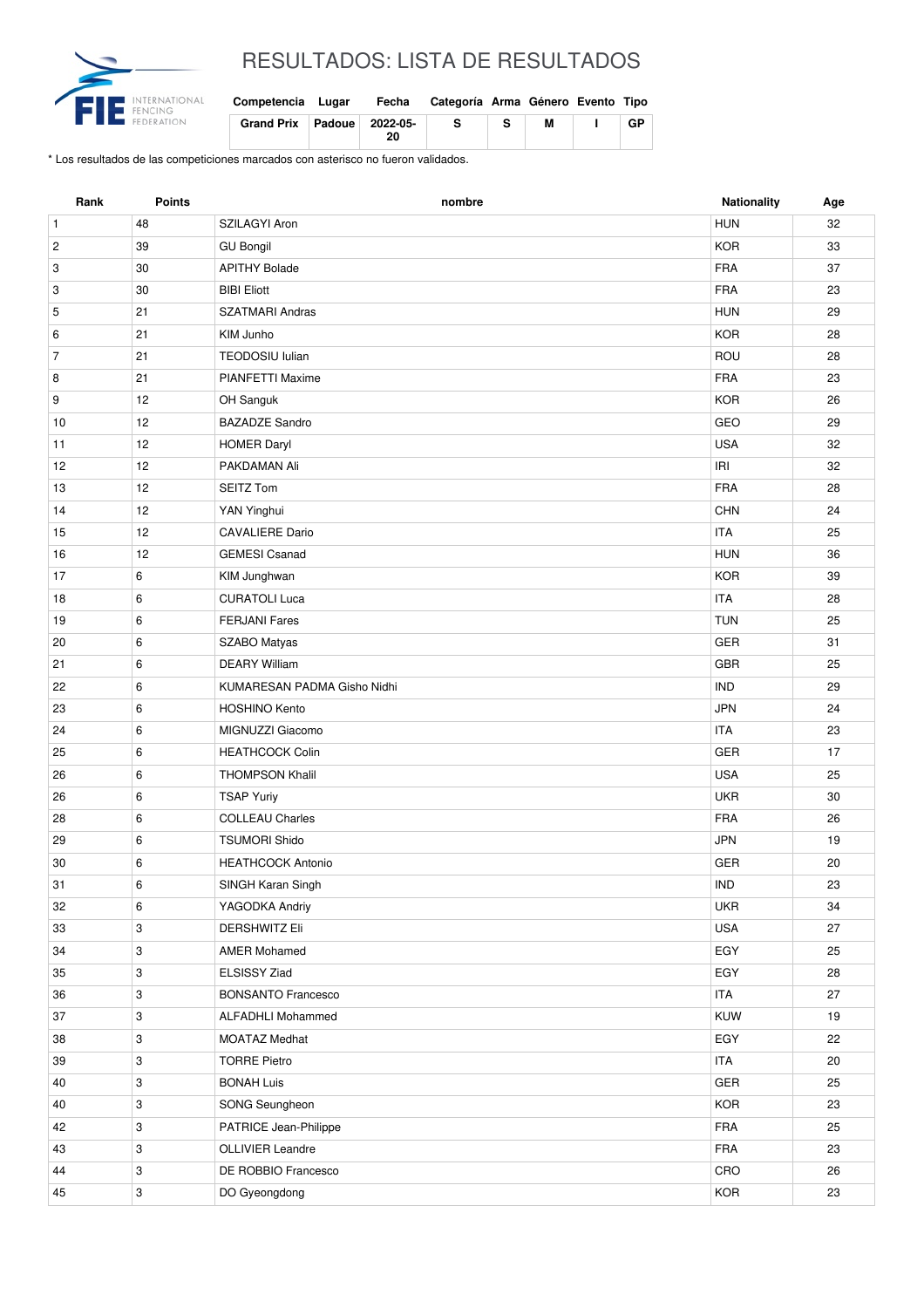# RESULTADOS: LISTA DE RESULTADOS

| Competencia | Lugar | Fecha | Categoría | Arma | Género | Evento | Tipo |
|---|---|---|---|---|---|---|---|
| Grand Prix | Padoue | 2022-05-20 | S | S | M | I | GP |

* Los resultados de las competiciones marcados con asterisco no fueron validados.

| Rank | Points | nombre | Nationality | Age |
|---|---|---|---|---|
| 1 | 48 | SZILAGYI Aron | HUN | 32 |
| 2 | 39 | GU Bongil | KOR | 33 |
| 3 | 30 | APITHY Bolade | FRA | 37 |
| 3 | 30 | BIBI Eliott | FRA | 23 |
| 5 | 21 | SZATMARI Andras | HUN | 29 |
| 6 | 21 | KIM Junho | KOR | 28 |
| 7 | 21 | TEODOSIU Iulian | ROU | 28 |
| 8 | 21 | PIANFETTI Maxime | FRA | 23 |
| 9 | 12 | OH Sanguk | KOR | 26 |
| 10 | 12 | BAZADZE Sandro | GEO | 29 |
| 11 | 12 | HOMER Daryl | USA | 32 |
| 12 | 12 | PAKDAMAN Ali | IRI | 32 |
| 13 | 12 | SEITZ Tom | FRA | 28 |
| 14 | 12 | YAN Yinghui | CHN | 24 |
| 15 | 12 | CAVALIERE Dario | ITA | 25 |
| 16 | 12 | GEMESI Csanad | HUN | 36 |
| 17 | 6 | KIM Junghwan | KOR | 39 |
| 18 | 6 | CURATOLI Luca | ITA | 28 |
| 19 | 6 | FERJANI Fares | TUN | 25 |
| 20 | 6 | SZABO Matyas | GER | 31 |
| 21 | 6 | DEARY William | GBR | 25 |
| 22 | 6 | KUMARESAN PADMA Gisho Nidhi | IND | 29 |
| 23 | 6 | HOSHINO Kento | JPN | 24 |
| 24 | 6 | MIGNUZZI Giacomo | ITA | 23 |
| 25 | 6 | HEATHCOCK Colin | GER | 17 |
| 26 | 6 | THOMPSON Khalil | USA | 25 |
| 26 | 6 | TSAP Yuriy | UKR | 30 |
| 28 | 6 | COLLEAU Charles | FRA | 26 |
| 29 | 6 | TSUMORI Shido | JPN | 19 |
| 30 | 6 | HEATHCOCK Antonio | GER | 20 |
| 31 | 6 | SINGH Karan Singh | IND | 23 |
| 32 | 6 | YAGODKA Andriy | UKR | 34 |
| 33 | 3 | DERSHWITZ Eli | USA | 27 |
| 34 | 3 | AMER Mohamed | EGY | 25 |
| 35 | 3 | ELSISSY Ziad | EGY | 28 |
| 36 | 3 | BONSANTO Francesco | ITA | 27 |
| 37 | 3 | ALFADHLI Mohammed | KUW | 19 |
| 38 | 3 | MOATAZ Medhat | EGY | 22 |
| 39 | 3 | TORRE Pietro | ITA | 20 |
| 40 | 3 | BONAH Luis | GER | 25 |
| 40 | 3 | SONG Seungheon | KOR | 23 |
| 42 | 3 | PATRICE Jean-Philippe | FRA | 25 |
| 43 | 3 | OLLIVIER Leandre | FRA | 23 |
| 44 | 3 | DE ROBBIO Francesco | CRO | 26 |
| 45 | 3 | DO Gyeongdong | KOR | 23 |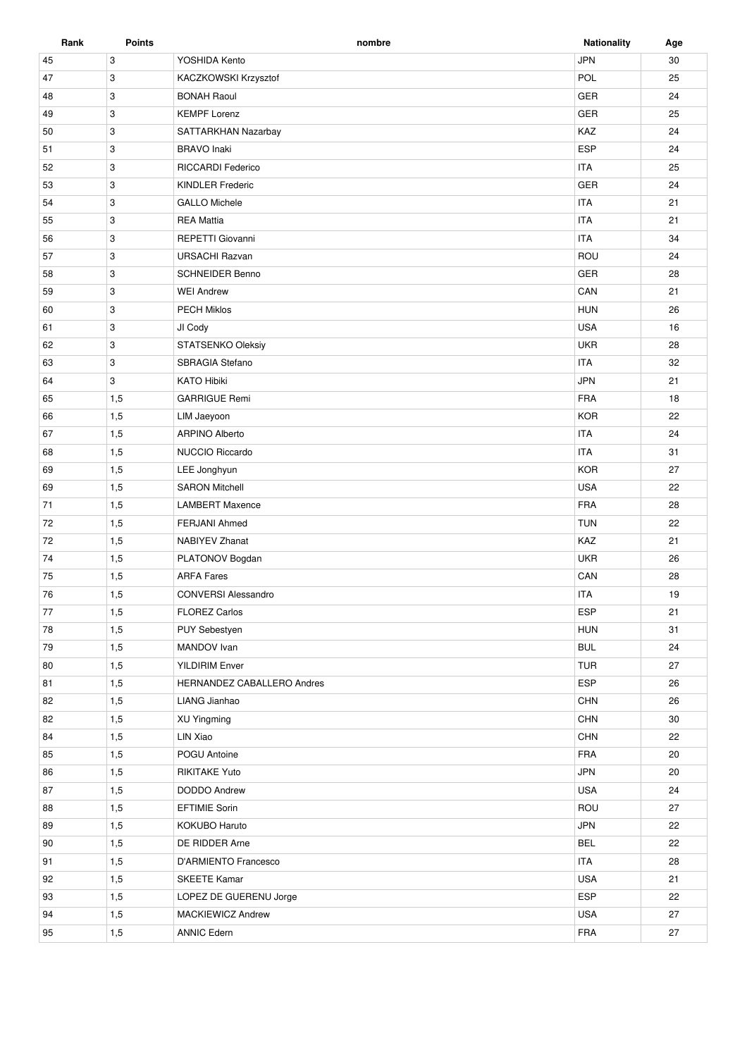| Rank | Points | nombre | Nationality | Age |
| --- | --- | --- | --- | --- |
| 45 | 3 | YOSHIDA Kento | JPN | 30 |
| 47 | 3 | KACZKOWSKI Krzysztof | POL | 25 |
| 48 | 3 | BONAH Raoul | GER | 24 |
| 49 | 3 | KEMPF Lorenz | GER | 25 |
| 50 | 3 | SATTARKHAN Nazarbay | KAZ | 24 |
| 51 | 3 | BRAVO Inaki | ESP | 24 |
| 52 | 3 | RICCARDI Federico | ITA | 25 |
| 53 | 3 | KINDLER Frederic | GER | 24 |
| 54 | 3 | GALLO Michele | ITA | 21 |
| 55 | 3 | REA Mattia | ITA | 21 |
| 56 | 3 | REPETTI Giovanni | ITA | 34 |
| 57 | 3 | URSACHI Razvan | ROU | 24 |
| 58 | 3 | SCHNEIDER Benno | GER | 28 |
| 59 | 3 | WEI Andrew | CAN | 21 |
| 60 | 3 | PECH Miklos | HUN | 26 |
| 61 | 3 | JI Cody | USA | 16 |
| 62 | 3 | STATSENKO Oleksiy | UKR | 28 |
| 63 | 3 | SBRAGIA Stefano | ITA | 32 |
| 64 | 3 | KATO Hibiki | JPN | 21 |
| 65 | 1,5 | GARRIGUE Remi | FRA | 18 |
| 66 | 1,5 | LIM Jaeyoon | KOR | 22 |
| 67 | 1,5 | ARPINO Alberto | ITA | 24 |
| 68 | 1,5 | NUCCIO Riccardo | ITA | 31 |
| 69 | 1,5 | LEE Jonghyun | KOR | 27 |
| 69 | 1,5 | SARON Mitchell | USA | 22 |
| 71 | 1,5 | LAMBERT Maxence | FRA | 28 |
| 72 | 1,5 | FERJANI Ahmed | TUN | 22 |
| 72 | 1,5 | NABIYEV Zhanat | KAZ | 21 |
| 74 | 1,5 | PLATONOV Bogdan | UKR | 26 |
| 75 | 1,5 | ARFA Fares | CAN | 28 |
| 76 | 1,5 | CONVERSI Alessandro | ITA | 19 |
| 77 | 1,5 | FLOREZ Carlos | ESP | 21 |
| 78 | 1,5 | PUY Sebestyen | HUN | 31 |
| 79 | 1,5 | MANDOV Ivan | BUL | 24 |
| 80 | 1,5 | YILDIRIM Enver | TUR | 27 |
| 81 | 1,5 | HERNANDEZ CABALLERO Andres | ESP | 26 |
| 82 | 1,5 | LIANG Jianhao | CHN | 26 |
| 82 | 1,5 | XU Yingming | CHN | 30 |
| 84 | 1,5 | LIN Xiao | CHN | 22 |
| 85 | 1,5 | POGU Antoine | FRA | 20 |
| 86 | 1,5 | RIKITAKE Yuto | JPN | 20 |
| 87 | 1,5 | DODDO Andrew | USA | 24 |
| 88 | 1,5 | EFTIMIE Sorin | ROU | 27 |
| 89 | 1,5 | KOKUBO Haruto | JPN | 22 |
| 90 | 1,5 | DE RIDDER Arne | BEL | 22 |
| 91 | 1,5 | D'ARMIENTO Francesco | ITA | 28 |
| 92 | 1,5 | SKEETE Kamar | USA | 21 |
| 93 | 1,5 | LOPEZ DE GUERENU Jorge | ESP | 22 |
| 94 | 1,5 | MACKIEWICZ Andrew | USA | 27 |
| 95 | 1,5 | ANNIC Edern | FRA | 27 |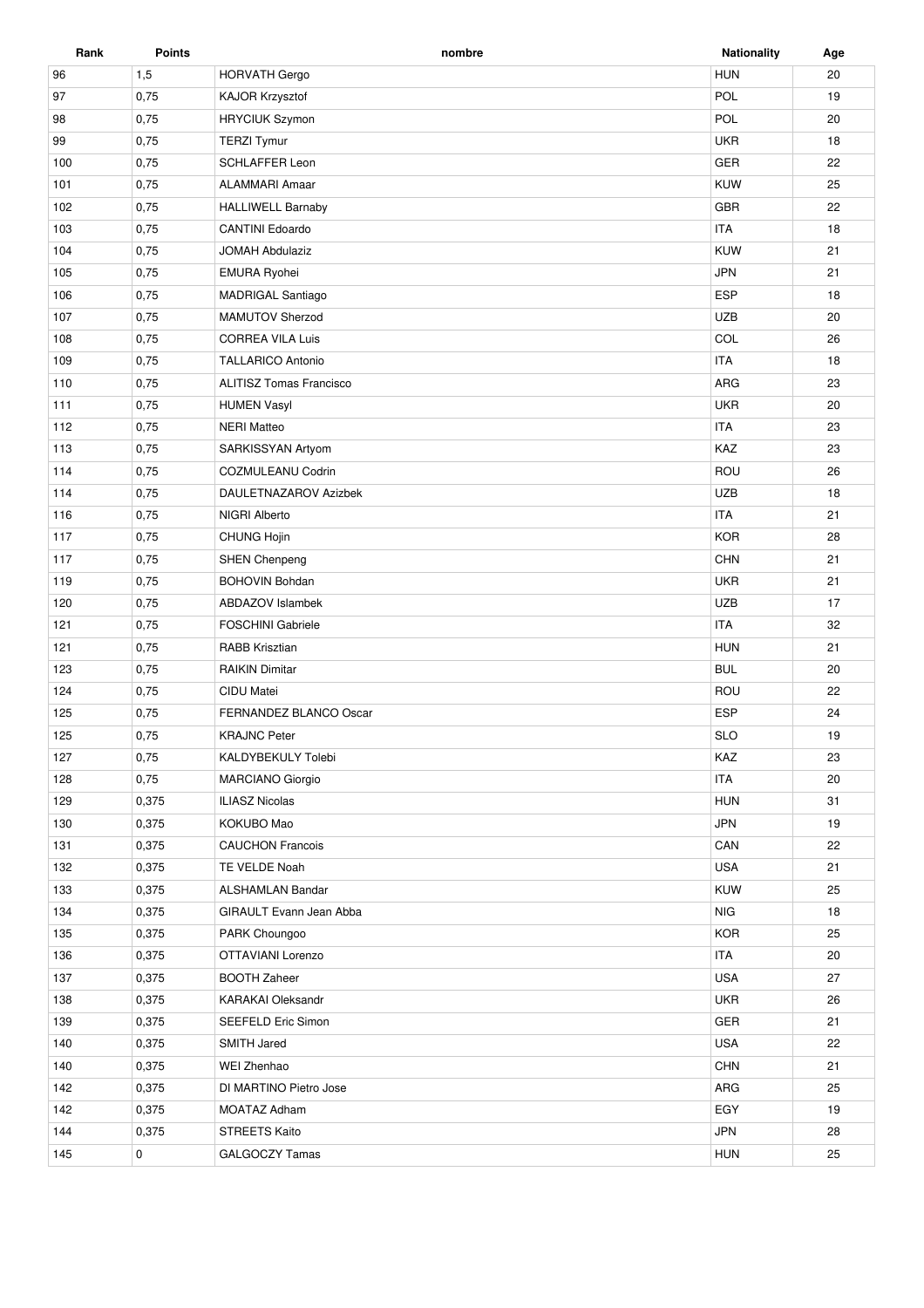| Rank | Points | nombre | Nationality | Age |
| --- | --- | --- | --- | --- |
| 96 | 1,5 | HORVATH Gergo | HUN | 20 |
| 97 | 0,75 | KAJOR Krzysztof | POL | 19 |
| 98 | 0,75 | HRYCIUK Szymon | POL | 20 |
| 99 | 0,75 | TERZI Tymur | UKR | 18 |
| 100 | 0,75 | SCHLAFFER Leon | GER | 22 |
| 101 | 0,75 | ALAMMARI Amaar | KUW | 25 |
| 102 | 0,75 | HALLIWELL Barnaby | GBR | 22 |
| 103 | 0,75 | CANTINI Edoardo | ITA | 18 |
| 104 | 0,75 | JOMAH Abdulaziz | KUW | 21 |
| 105 | 0,75 | EMURA Ryohei | JPN | 21 |
| 106 | 0,75 | MADRIGAL Santiago | ESP | 18 |
| 107 | 0,75 | MAMUTOV Sherzod | UZB | 20 |
| 108 | 0,75 | CORREA VILA Luis | COL | 26 |
| 109 | 0,75 | TALLARICO Antonio | ITA | 18 |
| 110 | 0,75 | ALITISZ Tomas Francisco | ARG | 23 |
| 111 | 0,75 | HUMEN Vasyl | UKR | 20 |
| 112 | 0,75 | NERI Matteo | ITA | 23 |
| 113 | 0,75 | SARKISSYAN Artyom | KAZ | 23 |
| 114 | 0,75 | COZMULEANU Codrin | ROU | 26 |
| 114 | 0,75 | DAULETNAZAROV Azizbek | UZB | 18 |
| 116 | 0,75 | NIGRI Alberto | ITA | 21 |
| 117 | 0,75 | CHUNG Hojin | KOR | 28 |
| 117 | 0,75 | SHEN Chenpeng | CHN | 21 |
| 119 | 0,75 | BOHOVIN Bohdan | UKR | 21 |
| 120 | 0,75 | ABDAZOV Islambek | UZB | 17 |
| 121 | 0,75 | FOSCHINI Gabriele | ITA | 32 |
| 121 | 0,75 | RABB Krisztian | HUN | 21 |
| 123 | 0,75 | RAIKIN Dimitar | BUL | 20 |
| 124 | 0,75 | CIDU Matei | ROU | 22 |
| 125 | 0,75 | FERNANDEZ BLANCO Oscar | ESP | 24 |
| 125 | 0,75 | KRAJNC Peter | SLO | 19 |
| 127 | 0,75 | KALDYBEKULY Tolebi | KAZ | 23 |
| 128 | 0,75 | MARCIANO Giorgio | ITA | 20 |
| 129 | 0,375 | ILIASZ Nicolas | HUN | 31 |
| 130 | 0,375 | KOKUBO Mao | JPN | 19 |
| 131 | 0,375 | CAUCHON Francois | CAN | 22 |
| 132 | 0,375 | TE VELDE Noah | USA | 21 |
| 133 | 0,375 | ALSHAMLAN Bandar | KUW | 25 |
| 134 | 0,375 | GIRAULT Evann Jean Abba | NIG | 18 |
| 135 | 0,375 | PARK Choungoo | KOR | 25 |
| 136 | 0,375 | OTTAVIANI Lorenzo | ITA | 20 |
| 137 | 0,375 | BOOTH Zaheer | USA | 27 |
| 138 | 0,375 | KARAKAI Oleksandr | UKR | 26 |
| 139 | 0,375 | SEEFELD Eric Simon | GER | 21 |
| 140 | 0,375 | SMITH Jared | USA | 22 |
| 140 | 0,375 | WEI Zhenhao | CHN | 21 |
| 142 | 0,375 | DI MARTINO Pietro Jose | ARG | 25 |
| 142 | 0,375 | MOATAZ Adham | EGY | 19 |
| 144 | 0,375 | STREETS Kaito | JPN | 28 |
| 145 | 0 | GALGOCZY Tamas | HUN | 25 |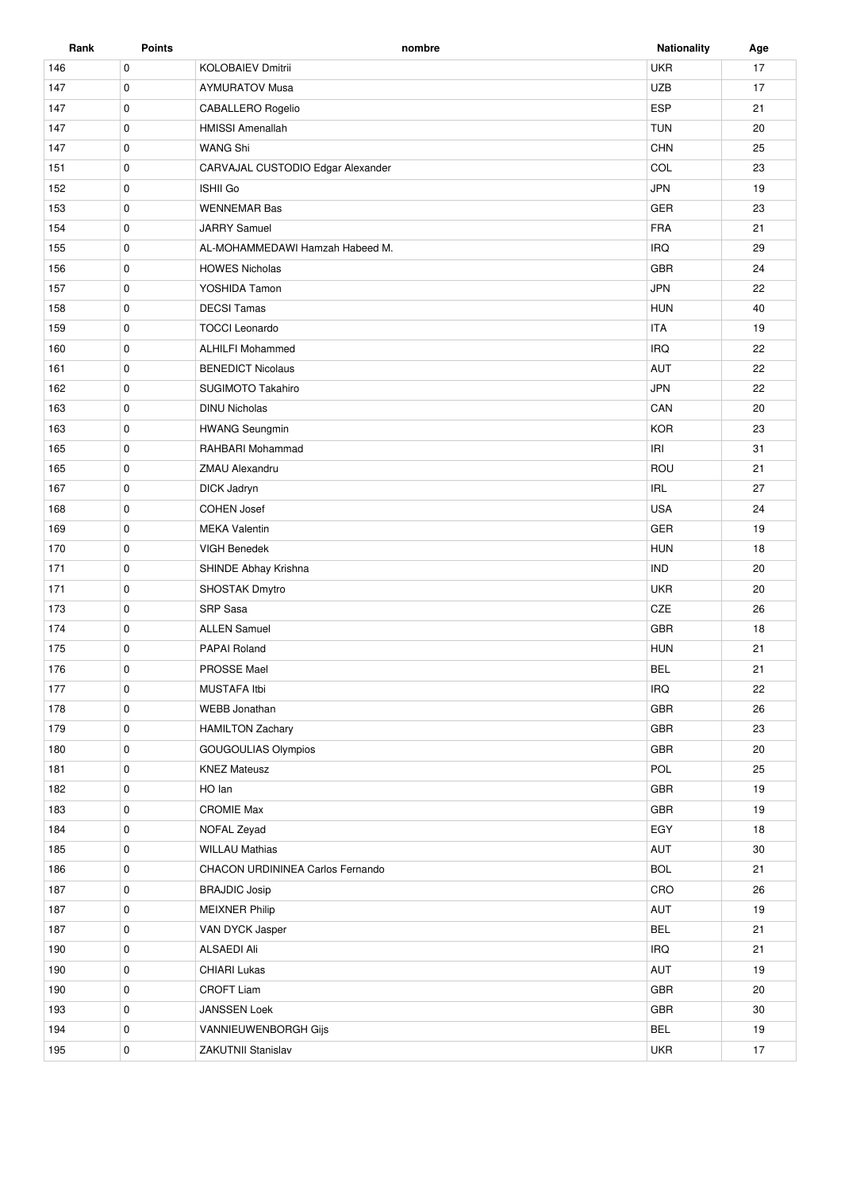| Rank | Points | nombre | Nationality | Age |
|---|---|---|---|---|
| 146 | 0 | KOLOBAIEV Dmitrii | UKR | 17 |
| 147 | 0 | AYMURATOV Musa | UZB | 17 |
| 147 | 0 | CABALLERO Rogelio | ESP | 21 |
| 147 | 0 | HMISSI Amenallah | TUN | 20 |
| 147 | 0 | WANG Shi | CHN | 25 |
| 151 | 0 | CARVAJAL CUSTODIO Edgar Alexander | COL | 23 |
| 152 | 0 | ISHII Go | JPN | 19 |
| 153 | 0 | WENNEMAR Bas | GER | 23 |
| 154 | 0 | JARRY Samuel | FRA | 21 |
| 155 | 0 | AL-MOHAMMEDAWI Hamzah Habeed M. | IRQ | 29 |
| 156 | 0 | HOWES Nicholas | GBR | 24 |
| 157 | 0 | YOSHIDA Tamon | JPN | 22 |
| 158 | 0 | DECSI Tamas | HUN | 40 |
| 159 | 0 | TOCCI Leonardo | ITA | 19 |
| 160 | 0 | ALHILFI Mohammed | IRQ | 22 |
| 161 | 0 | BENEDICT Nicolaus | AUT | 22 |
| 162 | 0 | SUGIMOTO Takahiro | JPN | 22 |
| 163 | 0 | DINU Nicholas | CAN | 20 |
| 163 | 0 | HWANG Seungmin | KOR | 23 |
| 165 | 0 | RAHBARI Mohammad | IRI | 31 |
| 165 | 0 | ZMAU Alexandru | ROU | 21 |
| 167 | 0 | DICK Jadryn | IRL | 27 |
| 168 | 0 | COHEN Josef | USA | 24 |
| 169 | 0 | MEKA Valentin | GER | 19 |
| 170 | 0 | VIGH Benedek | HUN | 18 |
| 171 | 0 | SHINDE Abhay Krishna | IND | 20 |
| 171 | 0 | SHOSTAK Dmytro | UKR | 20 |
| 173 | 0 | SRP Sasa | CZE | 26 |
| 174 | 0 | ALLEN Samuel | GBR | 18 |
| 175 | 0 | PAPAI Roland | HUN | 21 |
| 176 | 0 | PROSSE Mael | BEL | 21 |
| 177 | 0 | MUSTAFA Itbi | IRQ | 22 |
| 178 | 0 | WEBB Jonathan | GBR | 26 |
| 179 | 0 | HAMILTON Zachary | GBR | 23 |
| 180 | 0 | GOUGOULIAS Olympios | GBR | 20 |
| 181 | 0 | KNEZ Mateusz | POL | 25 |
| 182 | 0 | HO Ian | GBR | 19 |
| 183 | 0 | CROMIE Max | GBR | 19 |
| 184 | 0 | NOFAL Zeyad | EGY | 18 |
| 185 | 0 | WILLAU Mathias | AUT | 30 |
| 186 | 0 | CHACON URDININEA Carlos Fernando | BOL | 21 |
| 187 | 0 | BRAJDIC Josip | CRO | 26 |
| 187 | 0 | MEIXNER Philip | AUT | 19 |
| 187 | 0 | VAN DYCK Jasper | BEL | 21 |
| 190 | 0 | ALSAEDI Ali | IRQ | 21 |
| 190 | 0 | CHIARI Lukas | AUT | 19 |
| 190 | 0 | CROFT Liam | GBR | 20 |
| 193 | 0 | JANSSEN Loek | GBR | 30 |
| 194 | 0 | VANNIEUWENBORGH Gijs | BEL | 19 |
| 195 | 0 | ZAKUTNII Stanislav | UKR | 17 |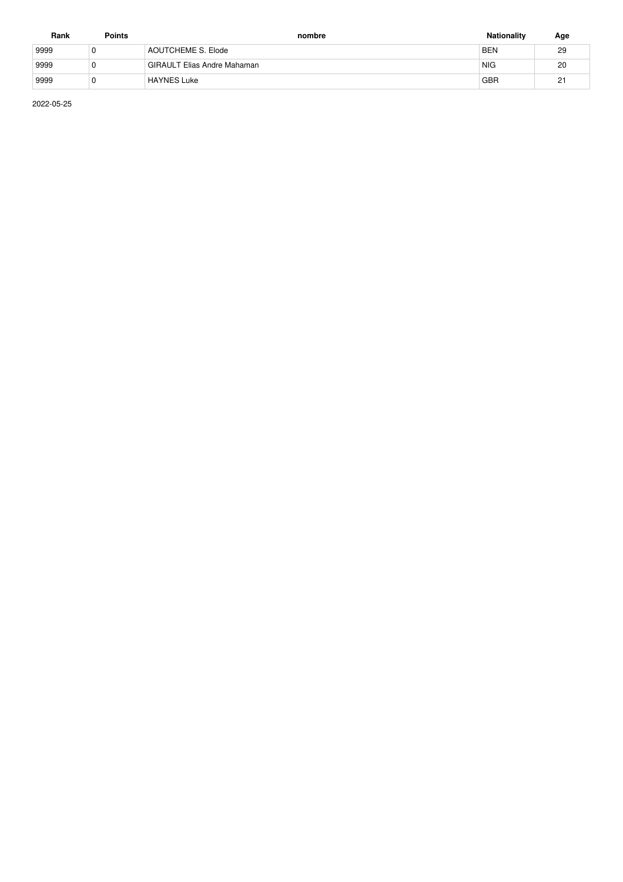| Rank | Points | nombre | Nationality | Age |
|---|---|---|---|---|
| 9999 | 0 | AOUTCHEME S. Elode | BEN | 29 |
| 9999 | 0 | GIRAULT Elias Andre Mahaman | NIG | 20 |
| 9999 | 0 | HAYNES Luke | GBR | 21 |

2022-05-25